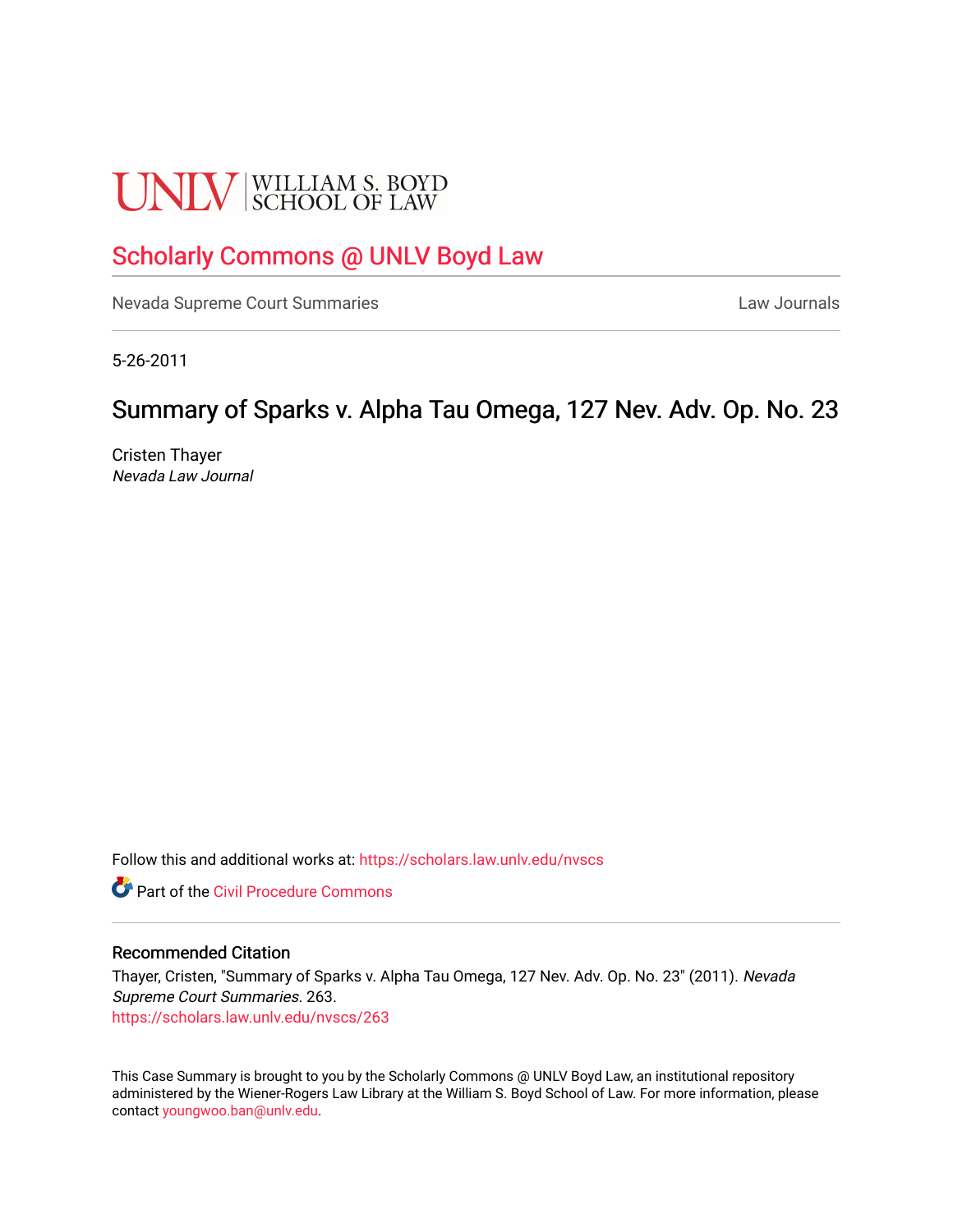UNLV | WILLIAM S. BOYD SCHOOL OF LAW

# Scholarly Commons @ UNLV Boyd Law

Nevada Supreme Court Summaries

Law Journals

5-26-2011

## Summary of Sparks v. Alpha Tau Omega, 127 Nev. Adv. Op. No. 23

Cristen Thayer
*Nevada Law Journal*

Follow this and additional works at: https://scholars.law.unlv.edu/nvscs

Part of the Civil Procedure Commons

### Recommended Citation

Thayer, Cristen, "Summary of Sparks v. Alpha Tau Omega, 127 Nev. Adv. Op. No. 23" (2011). *Nevada Supreme Court Summaries*. 263.
https://scholars.law.unlv.edu/nvscs/263

This Case Summary is brought to you by the Scholarly Commons @ UNLV Boyd Law, an institutional repository administered by the Wiener-Rogers Law Library at the William S. Boyd School of Law. For more information, please contact youngwoo.ban@unlv.edu.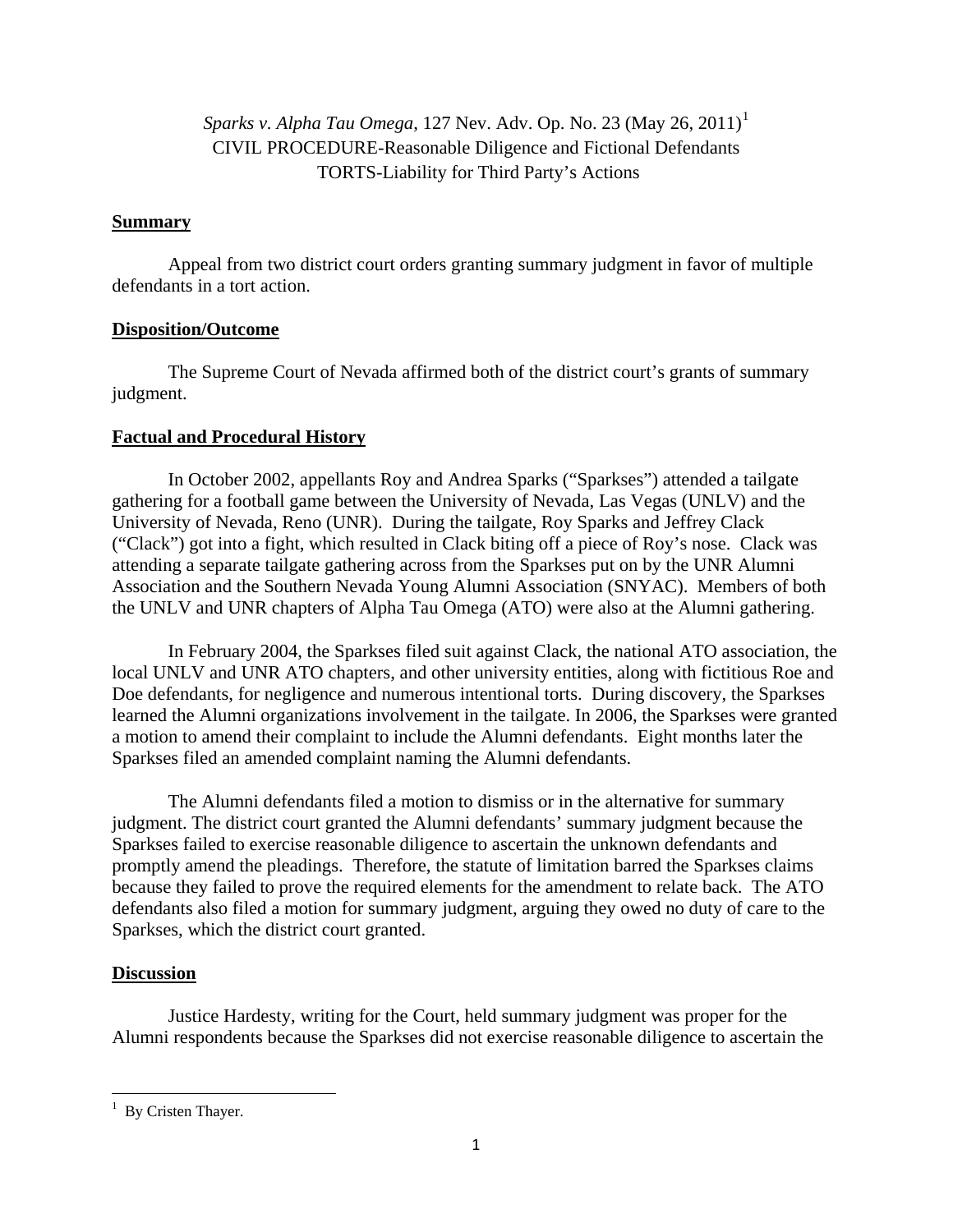*Sparks v. Alpha Tau Omega*, 127 Nev. Adv. Op. No. 23 (May 26, 2011)[1]
CIVIL PROCEDURE-Reasonable Diligence and Fictional Defendants
TORTS-Liability for Third Party's Actions

**Summary**

Appeal from two district court orders granting summary judgment in favor of multiple defendants in a tort action.

**Disposition/Outcome**

The Supreme Court of Nevada affirmed both of the district court's grants of summary judgment.

**Factual and Procedural History**

In October 2002, appellants Roy and Andrea Sparks ("Sparkses") attended a tailgate gathering for a football game between the University of Nevada, Las Vegas (UNLV) and the University of Nevada, Reno (UNR). During the tailgate, Roy Sparks and Jeffrey Clack ("Clack") got into a fight, which resulted in Clack biting off a piece of Roy's nose. Clack was attending a separate tailgate gathering across from the Sparkses put on by the UNR Alumni Association and the Southern Nevada Young Alumni Association (SNYAC). Members of both the UNLV and UNR chapters of Alpha Tau Omega (ATO) were also at the Alumni gathering.

In February 2004, the Sparkses filed suit against Clack, the national ATO association, the local UNLV and UNR ATO chapters, and other university entities, along with fictitious Roe and Doe defendants, for negligence and numerous intentional torts. During discovery, the Sparkses learned the Alumni organizations involvement in the tailgate. In 2006, the Sparkses were granted a motion to amend their complaint to include the Alumni defendants. Eight months later the Sparkses filed an amended complaint naming the Alumni defendants.

The Alumni defendants filed a motion to dismiss or in the alternative for summary judgment. The district court granted the Alumni defendants' summary judgment because the Sparkses failed to exercise reasonable diligence to ascertain the unknown defendants and promptly amend the pleadings. Therefore, the statute of limitation barred the Sparkses claims because they failed to prove the required elements for the amendment to relate back. The ATO defendants also filed a motion for summary judgment, arguing they owed no duty of care to the Sparkses, which the district court granted.

**Discussion**

Justice Hardesty, writing for the Court, held summary judgment was proper for the Alumni respondents because the Sparkses did not exercise reasonable diligence to ascertain the

---

[1] By Cristen Thayer.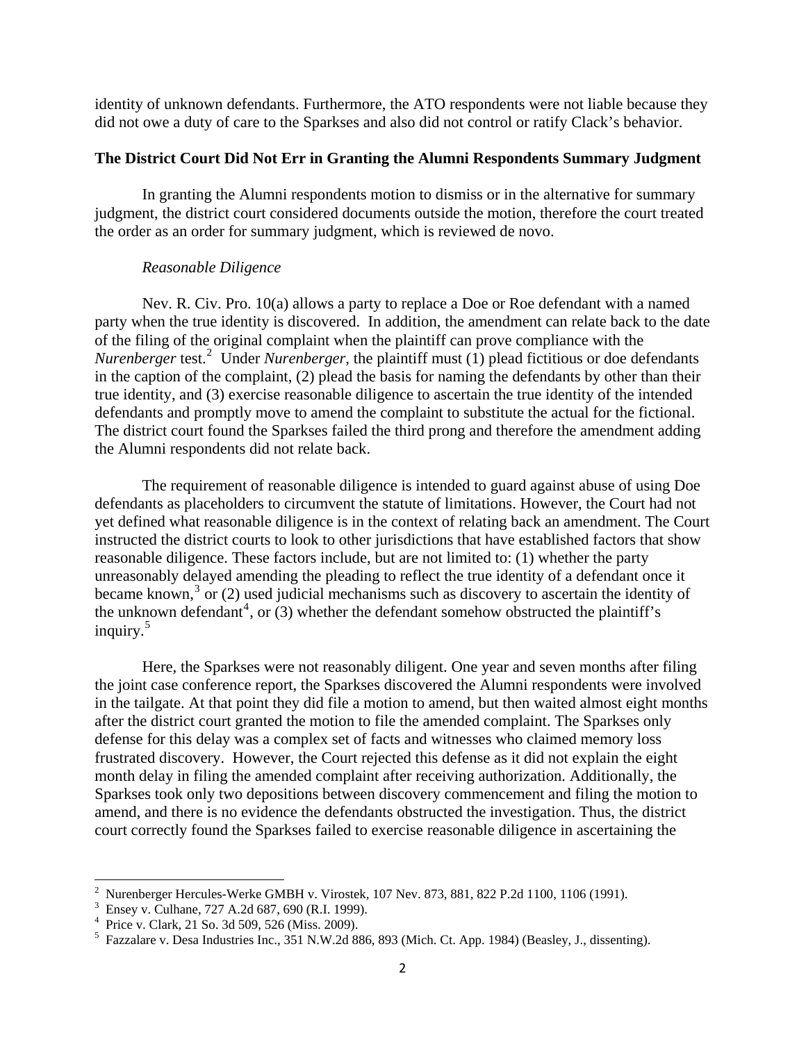identity of unknown defendants. Furthermore, the ATO respondents were not liable because they did not owe a duty of care to the Sparkses and also did not control or ratify Clack's behavior.

**The District Court Did Not Err in Granting the Alumni Respondents Summary Judgment**

In granting the Alumni respondents motion to dismiss or in the alternative for summary judgment, the district court considered documents outside the motion, therefore the court treated the order as an order for summary judgment, which is reviewed de novo.

*Reasonable Diligence*

Nev. R. Civ. Pro. 10(a) allows a party to replace a Doe or Roe defendant with a named party when the true identity is discovered. In addition, the amendment can relate back to the date of the filing of the original complaint when the plaintiff can prove compliance with the *Nurenberger* test.[2] Under *Nurenberger*, the plaintiff must (1) plead fictitious or doe defendants in the caption of the complaint, (2) plead the basis for naming the defendants by other than their true identity, and (3) exercise reasonable diligence to ascertain the true identity of the intended defendants and promptly move to amend the complaint to substitute the actual for the fictional. The district court found the Sparkses failed the third prong and therefore the amendment adding the Alumni respondents did not relate back.

The requirement of reasonable diligence is intended to guard against abuse of using Doe defendants as placeholders to circumvent the statute of limitations. However, the Court had not yet defined what reasonable diligence is in the context of relating back an amendment. The Court instructed the district courts to look to other jurisdictions that have established factors that show reasonable diligence. These factors include, but are not limited to: (1) whether the party unreasonably delayed amending the pleading to reflect the true identity of a defendant once it became known,[3] or (2) used judicial mechanisms such as discovery to ascertain the identity of the unknown defendant[4], or (3) whether the defendant somehow obstructed the plaintiff's inquiry.[5]

Here, the Sparkses were not reasonably diligent. One year and seven months after filing the joint case conference report, the Sparkses discovered the Alumni respondents were involved in the tailgate. At that point they did file a motion to amend, but then waited almost eight months after the district court granted the motion to file the amended complaint. The Sparkses only defense for this delay was a complex set of facts and witnesses who claimed memory loss frustrated discovery. However, the Court rejected this defense as it did not explain the eight month delay in filing the amended complaint after receiving authorization. Additionally, the Sparkses took only two depositions between discovery commencement and filing the motion to amend, and there is no evidence the defendants obstructed the investigation. Thus, the district court correctly found the Sparkses failed to exercise reasonable diligence in ascertaining the

---

[2] Nurenberger Hercules-Werke GMBH v. Virostek, 107 Nev. 873, 881, 822 P.2d 1100, 1106 (1991).

[3] Ensey v. Culhane, 727 A.2d 687, 690 (R.I. 1999).

[4] Price v. Clark, 21 So. 3d 509, 526 (Miss. 2009).

[5] Fazzalare v. Desa Industries Inc., 351 N.W.2d 886, 893 (Mich. Ct. App. 1984) (Beasley, J., dissenting).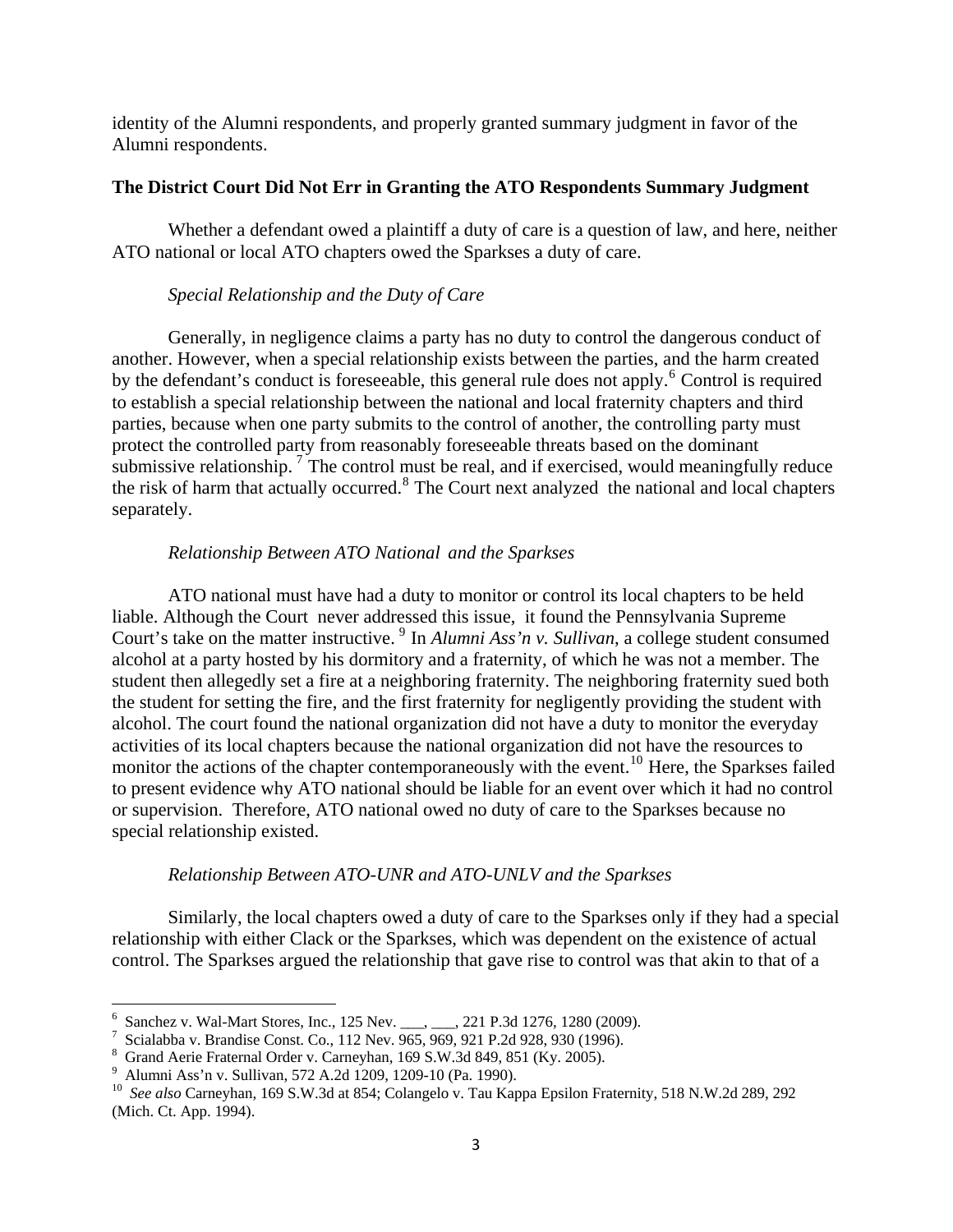identity of the Alumni respondents, and properly granted summary judgment in favor of the Alumni respondents.

**The District Court Did Not Err in Granting the ATO Respondents Summary Judgment**

Whether a defendant owed a plaintiff a duty of care is a question of law, and here, neither ATO national or local ATO chapters owed the Sparkses a duty of care.

*Special Relationship and the Duty of Care*

Generally, in negligence claims a party has no duty to control the dangerous conduct of another. However, when a special relationship exists between the parties, and the harm created by the defendant's conduct is foreseeable, this general rule does not apply.[6] Control is required to establish a special relationship between the national and local fraternity chapters and third parties, because when one party submits to the control of another, the controlling party must protect the controlled party from reasonably foreseeable threats based on the dominant submissive relationship.[7] The control must be real, and if exercised, would meaningfully reduce the risk of harm that actually occurred.[8] The Court next analyzed the national and local chapters separately.

*Relationship Between ATO National and the Sparkses*

ATO national must have had a duty to monitor or control its local chapters to be held liable. Although the Court never addressed this issue, it found the Pennsylvania Supreme Court's take on the matter instructive.[9] In *Alumni Ass'n v. Sullivan*, a college student consumed alcohol at a party hosted by his dormitory and a fraternity, of which he was not a member. The student then allegedly set a fire at a neighboring fraternity. The neighboring fraternity sued both the student for setting the fire, and the first fraternity for negligently providing the student with alcohol. The court found the national organization did not have a duty to monitor the everyday activities of its local chapters because the national organization did not have the resources to monitor the actions of the chapter contemporaneously with the event.[10] Here, the Sparkses failed to present evidence why ATO national should be liable for an event over which it had no control or supervision. Therefore, ATO national owed no duty of care to the Sparkses because no special relationship existed.

*Relationship Between ATO-UNR and ATO-UNLV and the Sparkses*

Similarly, the local chapters owed a duty of care to the Sparkses only if they had a special relationship with either Clack or the Sparkses, which was dependent on the existence of actual control. The Sparkses argued the relationship that gave rise to control was that akin to that of a

---

[6] Sanchez v. Wal-Mart Stores, Inc., 125 Nev. ___, ___, 221 P.3d 1276, 1280 (2009).

[7] Scialabba v. Brandise Const. Co., 112 Nev. 965, 969, 921 P.2d 928, 930 (1996).

[8] Grand Aerie Fraternal Order v. Carneyhan, 169 S.W.3d 849, 851 (Ky. 2005).

[9] Alumni Ass'n v. Sullivan, 572 A.2d 1209, 1209-10 (Pa. 1990).

[10] *See also* Carneyhan, 169 S.W.3d at 854; Colangelo v. Tau Kappa Epsilon Fraternity, 518 N.W.2d 289, 292 (Mich. Ct. App. 1994).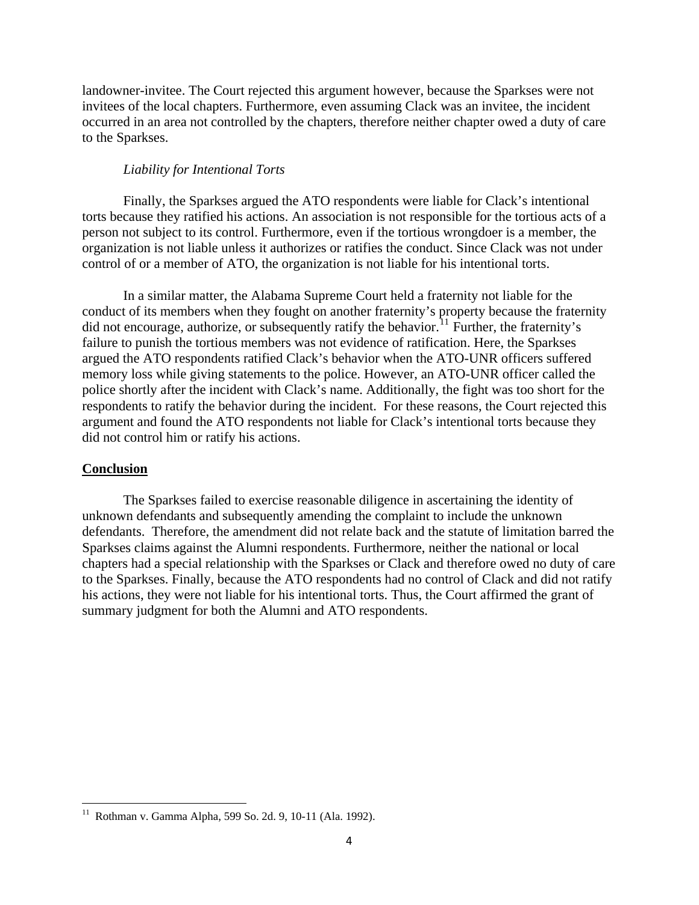landowner-invitee. The Court rejected this argument however, because the Sparkses were not invitees of the local chapters. Furthermore, even assuming Clack was an invitee, the incident occurred in an area not controlled by the chapters, therefore neither chapter owed a duty of care to the Sparkses.

*Liability for Intentional Torts*

Finally, the Sparkses argued the ATO respondents were liable for Clack's intentional torts because they ratified his actions. An association is not responsible for the tortious acts of a person not subject to its control. Furthermore, even if the tortious wrongdoer is a member, the organization is not liable unless it authorizes or ratifies the conduct. Since Clack was not under control of or a member of ATO, the organization is not liable for his intentional torts.

In a similar matter, the Alabama Supreme Court held a fraternity not liable for the conduct of its members when they fought on another fraternity's property because the fraternity did not encourage, authorize, or subsequently ratify the behavior.[11] Further, the fraternity's failure to punish the tortious members was not evidence of ratification. Here, the Sparkses argued the ATO respondents ratified Clack's behavior when the ATO-UNR officers suffered memory loss while giving statements to the police. However, an ATO-UNR officer called the police shortly after the incident with Clack's name. Additionally, the fight was too short for the respondents to ratify the behavior during the incident. For these reasons, the Court rejected this argument and found the ATO respondents not liable for Clack's intentional torts because they did not control him or ratify his actions.

**Conclusion**

The Sparkses failed to exercise reasonable diligence in ascertaining the identity of unknown defendants and subsequently amending the complaint to include the unknown defendants. Therefore, the amendment did not relate back and the statute of limitation barred the Sparkses claims against the Alumni respondents. Furthermore, neither the national or local chapters had a special relationship with the Sparkses or Clack and therefore owed no duty of care to the Sparkses. Finally, because the ATO respondents had no control of Clack and did not ratify his actions, they were not liable for his intentional torts. Thus, the Court affirmed the grant of summary judgment for both the Alumni and ATO respondents.

---

[11] Rothman v. Gamma Alpha, 599 So. 2d. 9, 10-11 (Ala. 1992).